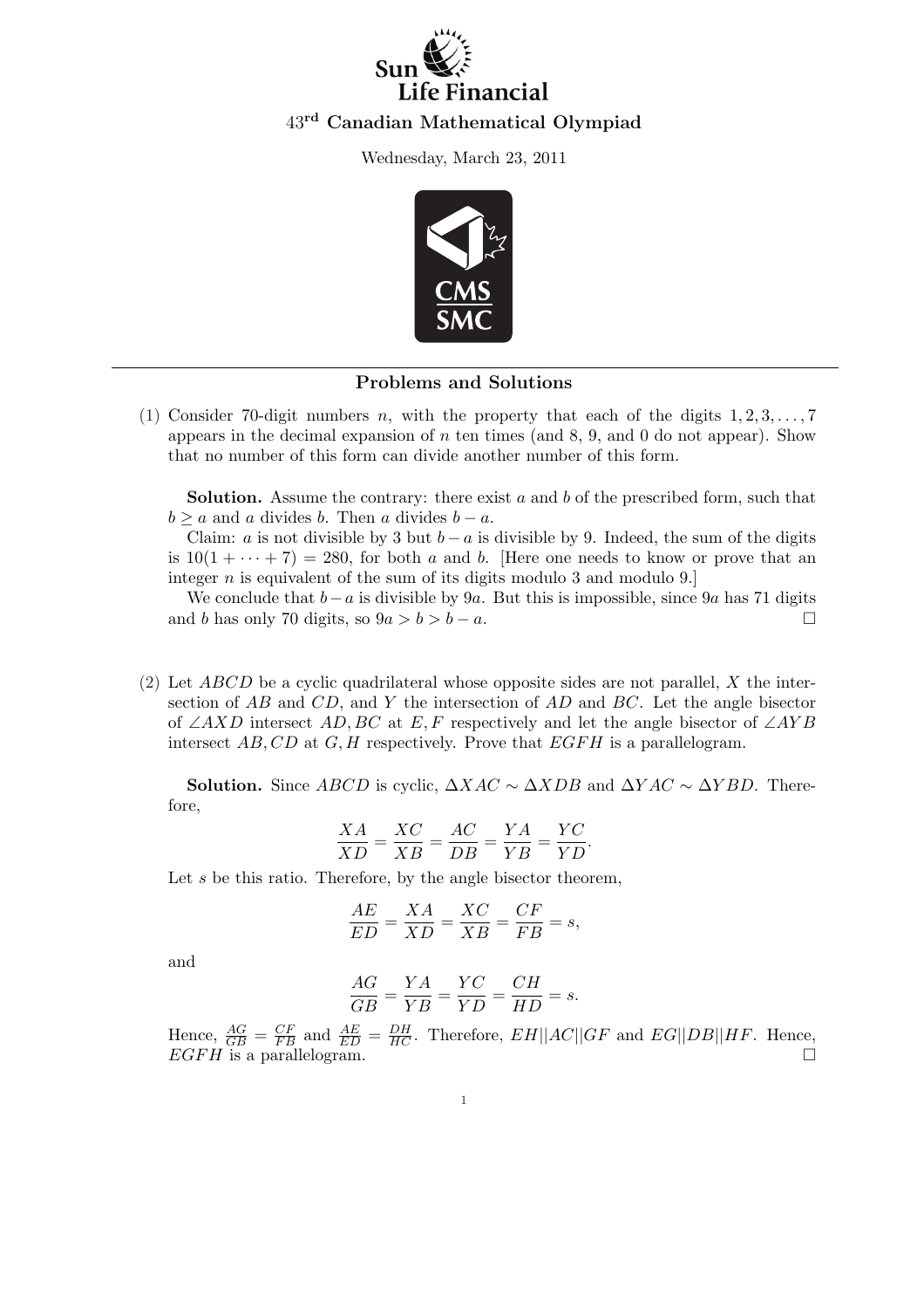# 43rd Canadian Mathematical Olympiad

Wednesday, March 23, 2011

## Problems and Solutions

(1) Consider 70-digit numbers $n$, with the property that each of the digits $1, 2, 3, \ldots, 7$ appears in the decimal expansion of $n$ ten times (and 8, 9, and 0 do not appear). Show that no number of this form can divide another number of this form.

**Solution.** Assume the contrary: there exist $a$ and $b$ of the prescribed form, such that $b \geq a$ and $a$ divides $b$. Then $a$ divides $b - a$.

Claim: $a$ is not divisible by 3 but $b - a$ is divisible by 9. Indeed, the sum of the digits is $10(1 + \cdots + 7) = 280$, for both $a$ and $b$. [Here one needs to know or prove that an integer $n$ is equivalent of the sum of its digits modulo 3 and modulo 9.]

We conclude that $b - a$ is divisible by $9a$. But this is impossible, since $9a$ has 71 digits and $b$ has only 70 digits, so $9a > b > b - a$. $\square$

(2) Let $ABCD$ be a cyclic quadrilateral whose opposite sides are not parallel, $X$ the intersection of $AB$ and $CD$, and $Y$ the intersection of $AD$ and $BC$. Let the angle bisector of $\angle AXD$ intersect $AD, BC$ at $E, F$ respectively and let the angle bisector of $\angle AYB$ intersect $AB, CD$ at $G, H$ respectively. Prove that $EGFH$ is a parallelogram.

**Solution.** Since $ABCD$ is cyclic, $\Delta XAC \sim \Delta XDB$ and $\Delta YAC \sim \Delta YBD$. Therefore,

$$\frac{XA}{XD} = \frac{XC}{XB} = \frac{AC}{DB} = \frac{YA}{YB} = \frac{YC}{YD}.$$

Let $s$ be this ratio. Therefore, by the angle bisector theorem,

$$\frac{AE}{ED} = \frac{XA}{XD} = \frac{XC}{XB} = \frac{CF}{FB} = s,$$

and

$$\frac{AG}{GB} = \frac{YA}{YB} = \frac{YC}{YD} = \frac{CH}{HD} = s.$$

Hence, $\frac{AG}{GB} = \frac{CF}{FB}$ and $\frac{AE}{ED} = \frac{DH}{HC}$. Therefore, $EH||AC||GF$ and $EG||DB||HF$. Hence, $EGFH$ is a parallelogram. $\square$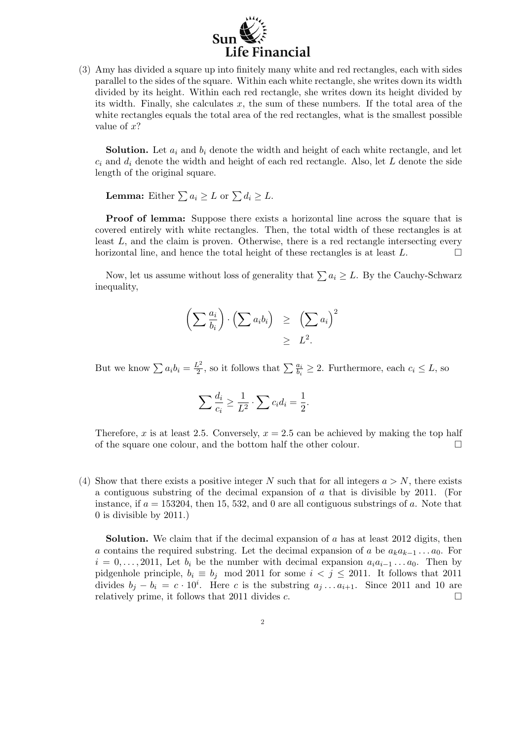(3) Amy has divided a square up into finitely many white and red rectangles, each with sides parallel to the sides of the square. Within each white rectangle, she writes down its width divided by its height. Within each red rectangle, she writes down its height divided by its width. Finally, she calculates $x$, the sum of these numbers. If the total area of the white rectangles equals the total area of the red rectangles, what is the smallest possible value of $x$?

**Solution.** Let $a_i$ and $b_i$ denote the width and height of each white rectangle, and let $c_i$ and $d_i$ denote the width and height of each red rectangle. Also, let $L$ denote the side length of the original square.

**Lemma:** Either $\sum a_i \geq L$ or $\sum d_i \geq L$.

**Proof of lemma:** Suppose there exists a horizontal line across the square that is covered entirely with white rectangles. Then, the total width of these rectangles is at least $L$, and the claim is proven. Otherwise, there is a red rectangle intersecting every horizontal line, and hence the total height of these rectangles is at least $L$. □

Now, let us assume without loss of generality that $\sum a_i \geq L$. By the Cauchy-Schwarz inequality,

$$\begin{aligned}\left(\sum \frac{a_i}{b_i}\right) \cdot \left(\sum a_i b_i\right) &\geq \left(\sum a_i\right)^2 \\ &\geq L^2.\end{aligned}$$

But we know $\sum a_i b_i = \frac{L^2}{2}$, so it follows that $\sum \frac{a_i}{b_i} \geq 2$. Furthermore, each $c_i \leq L$, so

$$\sum \frac{d_i}{c_i} \geq \frac{1}{L^2} \cdot \sum c_i d_i = \frac{1}{2}.$$

Therefore, $x$ is at least 2.5. Conversely, $x = 2.5$ can be achieved by making the top half of the square one colour, and the bottom half the other colour. □

(4) Show that there exists a positive integer $N$ such that for all integers $a > N$, there exists a contiguous substring of the decimal expansion of $a$ that is divisible by 2011. (For instance, if $a = 153204$, then 15, 532, and 0 are all contiguous substrings of $a$. Note that 0 is divisible by 2011.)

**Solution.** We claim that if the decimal expansion of $a$ has at least 2012 digits, then $a$ contains the required substring. Let the decimal expansion of $a$ be $a_k a_{k-1} \dots a_0$. For $i = 0, \dots, 2011$, Let $b_i$ be the number with decimal expansion $a_i a_{i-1} \dots a_0$. Then by pidgenhole principle, $b_i \equiv b_j \mod 2011$ for some $i < j \leq 2011$. It follows that 2011 divides $b_j - b_i = c \cdot 10^i$. Here $c$ is the substring $a_j \dots a_{i+1}$. Since 2011 and 10 are relatively prime, it follows that 2011 divides $c$. □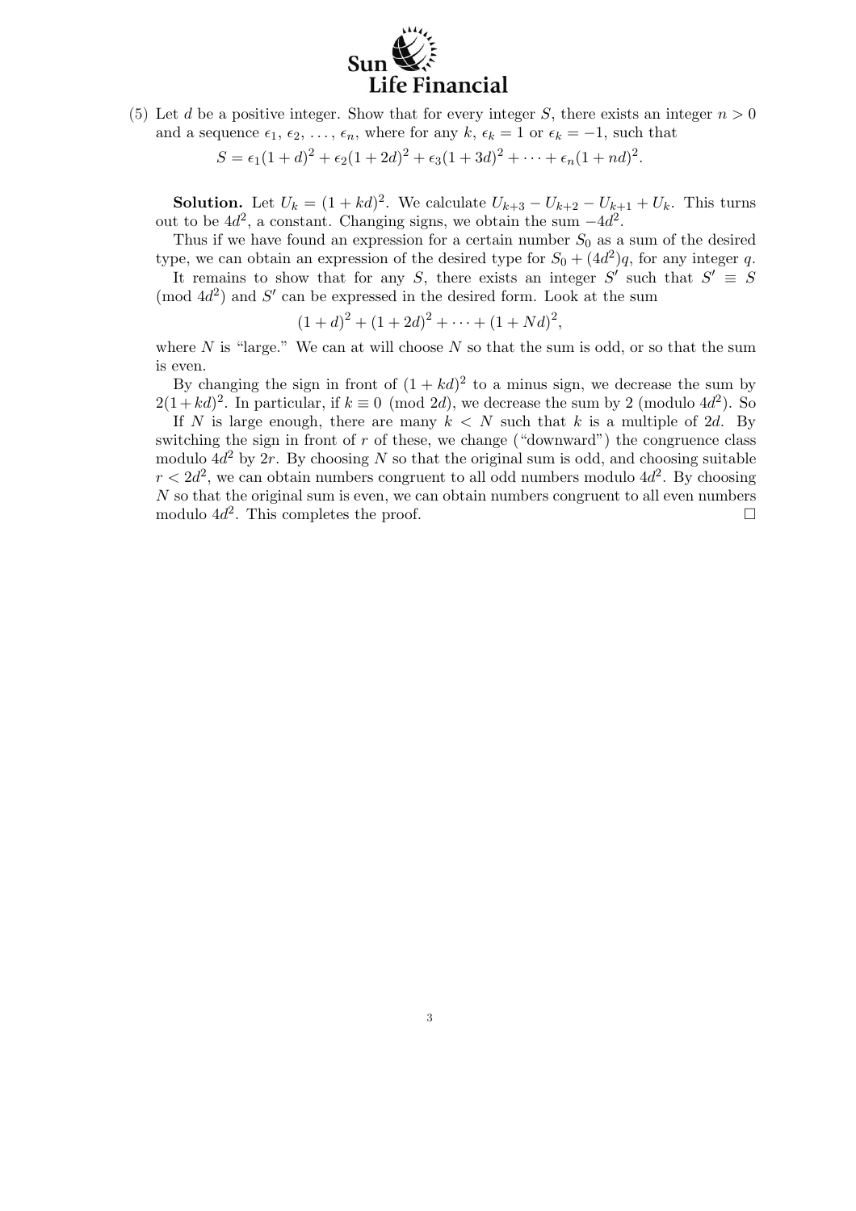(5) Let $d$ be a positive integer. Show that for every integer $S$, there exists an integer $n > 0$ and a sequence $\epsilon_1, \epsilon_2, \ldots, \epsilon_n$, where for any $k$, $\epsilon_k = 1$ or $\epsilon_k = -1$, such that

$$S = \epsilon_1(1+d)^2 + \epsilon_2(1+2d)^2 + \epsilon_3(1+3d)^2 + \cdots + \epsilon_n(1+nd)^2.$$

**Solution.** Let $U_k = (1+kd)^2$. We calculate $U_{k+3} - U_{k+2} - U_{k+1} + U_k$. This turns out to be $4d^2$, a constant. Changing signs, we obtain the sum $-4d^2$.

Thus if we have found an expression for a certain number $S_0$ as a sum of the desired type, we can obtain an expression of the desired type for $S_0 + (4d^2)q$, for any integer $q$.

It remains to show that for any $S$, there exists an integer $S'$ such that $S' \equiv S \pmod{4d^2}$ and $S'$ can be expressed in the desired form. Look at the sum

$$(1+d)^2 + (1+2d)^2 + \cdots + (1+Nd)^2,$$

where $N$ is "large." We can at will choose $N$ so that the sum is odd, or so that the sum is even.

By changing the sign in front of $(1+kd)^2$ to a minus sign, we decrease the sum by $2(1+kd)^2$. In particular, if $k \equiv 0 \pmod{2d}$, we decrease the sum by 2 (modulo $4d^2$). So

If $N$ is large enough, there are many $k < N$ such that $k$ is a multiple of $2d$. By switching the sign in front of $r$ of these, we change ("downward") the congruence class modulo $4d^2$ by $2r$. By choosing $N$ so that the original sum is odd, and choosing suitable $r < 2d^2$, we can obtain numbers congruent to all odd numbers modulo $4d^2$. By choosing $N$ so that the original sum is even, we can obtain numbers congruent to all even numbers modulo $4d^2$. This completes the proof. □